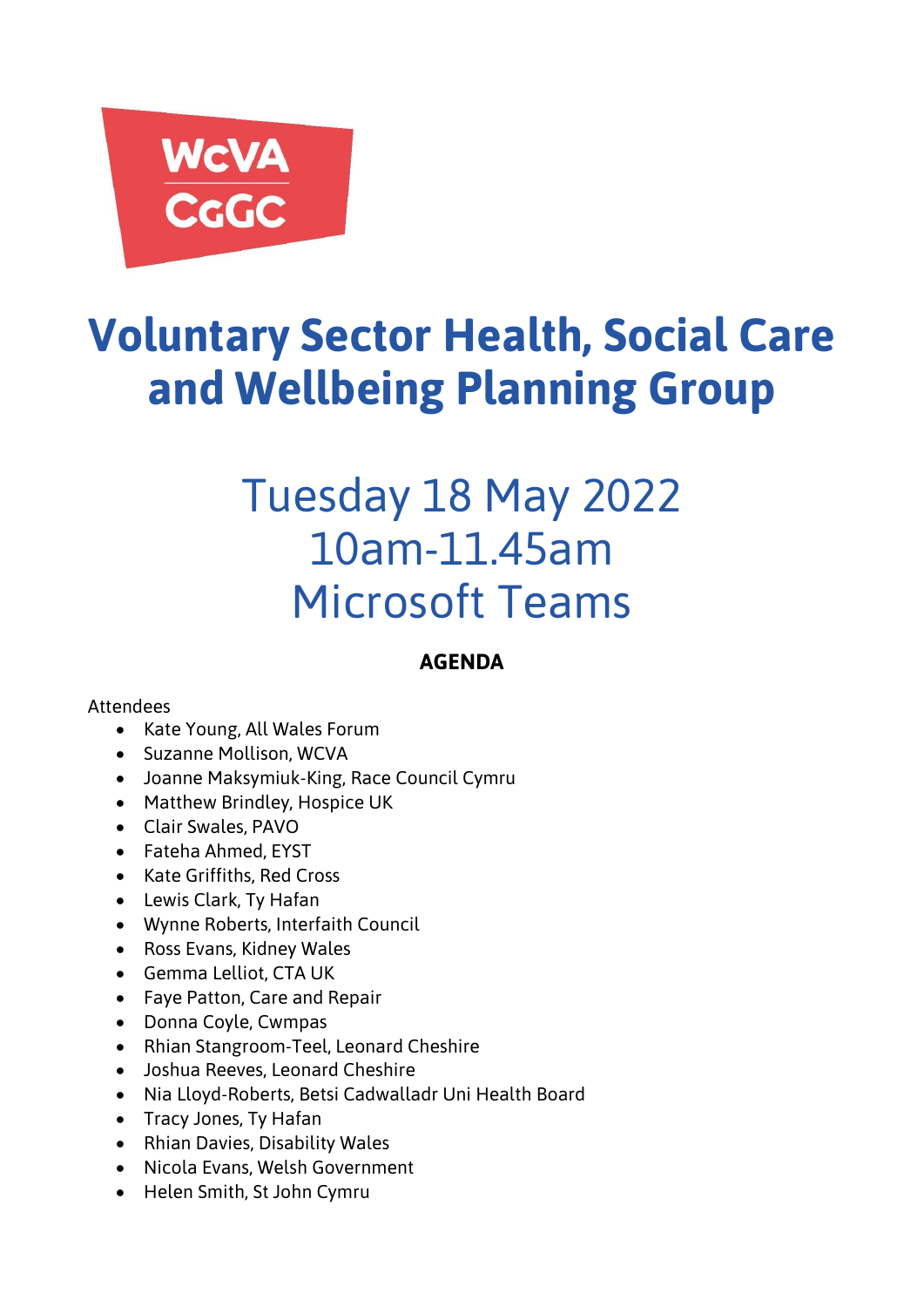WcVA
CgGC

# Voluntary Sector Health, Social Care and Wellbeing Planning Group

## Tuesday 18 May 2022
## 10am-11.45am
## Microsoft Teams

**AGENDA**

Attendees

- Kate Young, All Wales Forum
- Suzanne Mollison, WCVA
- Joanne Maksymiuk-King, Race Council Cymru
- Matthew Brindley, Hospice UK
- Clair Swales, PAVO
- Fateha Ahmed, EYST
- Kate Griffiths, Red Cross
- Lewis Clark, Ty Hafan
- Wynne Roberts, Interfaith Council
- Ross Evans, Kidney Wales
- Gemma Lelliot, CTA UK
- Faye Patton, Care and Repair
- Donna Coyle, Cwmpas
- Rhian Stangroom-Teel, Leonard Cheshire
- Joshua Reeves, Leonard Cheshire
- Nia Lloyd-Roberts, Betsi Cadwalladr Uni Health Board
- Tracy Jones, Ty Hafan
- Rhian Davies, Disability Wales
- Nicola Evans, Welsh Government
- Helen Smith, St John Cymru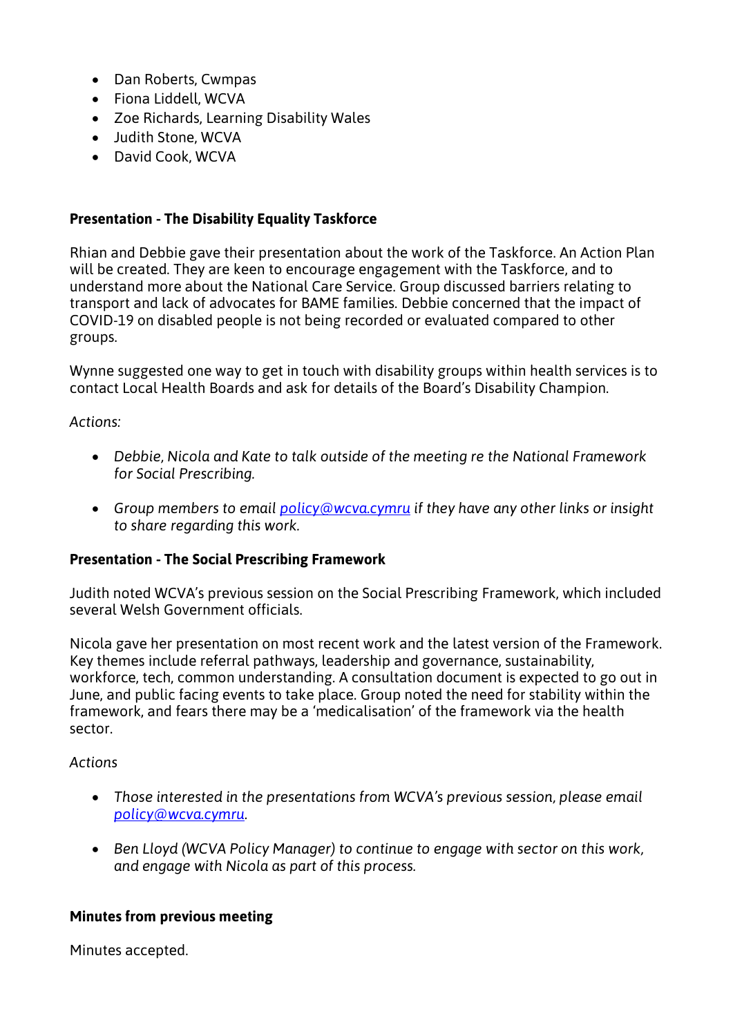- Dan Roberts, Cwmpas
- Fiona Liddell, WCVA
- Zoe Richards, Learning Disability Wales
- Judith Stone, WCVA
- David Cook, WCVA

**Presentation - The Disability Equality Taskforce**

Rhian and Debbie gave their presentation about the work of the Taskforce. An Action Plan will be created. They are keen to encourage engagement with the Taskforce, and to understand more about the National Care Service. Group discussed barriers relating to transport and lack of advocates for BAME families. Debbie concerned that the impact of COVID-19 on disabled people is not being recorded or evaluated compared to other groups.

Wynne suggested one way to get in touch with disability groups within health services is to contact Local Health Boards and ask for details of the Board's Disability Champion.

*Actions:*

- *Debbie, Nicola and Kate to talk outside of the meeting re the National Framework for Social Prescribing.*
- *Group members to email [policy@wcva.cymru](mailto:policy@wcva.cymru) if they have any other links or insight to share regarding this work.*

**Presentation - The Social Prescribing Framework**

Judith noted WCVA's previous session on the Social Prescribing Framework, which included several Welsh Government officials.

Nicola gave her presentation on most recent work and the latest version of the Framework. Key themes include referral pathways, leadership and governance, sustainability, workforce, tech, common understanding. A consultation document is expected to go out in June, and public facing events to take place. Group noted the need for stability within the framework, and fears there may be a 'medicalisation' of the framework via the health sector.

*Actions*

- *Those interested in the presentations from WCVA's previous session, please email [policy@wcva.cymru](mailto:policy@wcva.cymru).*
- *Ben Lloyd (WCVA Policy Manager) to continue to engage with sector on this work, and engage with Nicola as part of this process.*

**Minutes from previous meeting**

Minutes accepted.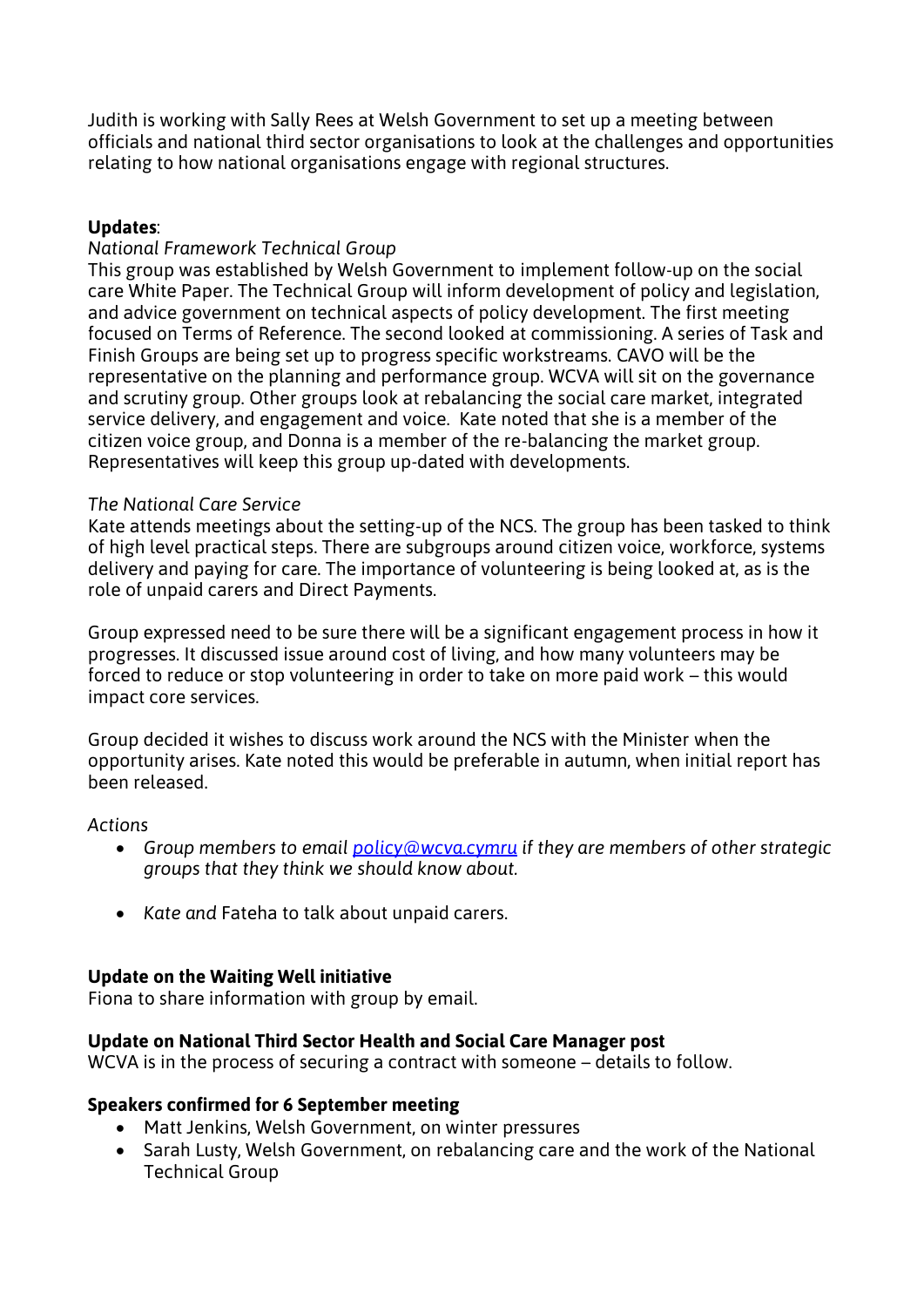Judith is working with Sally Rees at Welsh Government to set up a meeting between officials and national third sector organisations to look at the challenges and opportunities relating to how national organisations engage with regional structures.

**Updates**:

*National Framework Technical Group*

This group was established by Welsh Government to implement follow-up on the social care White Paper. The Technical Group will inform development of policy and legislation, and advice government on technical aspects of policy development. The first meeting focused on Terms of Reference. The second looked at commissioning. A series of Task and Finish Groups are being set up to progress specific workstreams. CAVO will be the representative on the planning and performance group. WCVA will sit on the governance and scrutiny group. Other groups look at rebalancing the social care market, integrated service delivery, and engagement and voice.  Kate noted that she is a member of the citizen voice group, and Donna is a member of the re-balancing the market group. Representatives will keep this group up-dated with developments.

*The National Care Service*

Kate attends meetings about the setting-up of the NCS. The group has been tasked to think of high level practical steps. There are subgroups around citizen voice, workforce, systems delivery and paying for care. The importance of volunteering is being looked at, as is the role of unpaid carers and Direct Payments.

Group expressed need to be sure there will be a significant engagement process in how it progresses. It discussed issue around cost of living, and how many volunteers may be forced to reduce or stop volunteering in order to take on more paid work – this would impact core services.

Group decided it wishes to discuss work around the NCS with the Minister when the opportunity arises. Kate noted this would be preferable in autumn, when initial report has been released.

*Actions*

- *Group members to email [policy@wcva.cymru](mailto:policy@wcva.cymru) if they are members of other strategic groups that they think we should know about.*

- *Kate and* Fateha to talk about unpaid carers.

**Update on the Waiting Well initiative**

Fiona to share information with group by email.

**Update on National Third Sector Health and Social Care Manager post**

WCVA is in the process of securing a contract with someone – details to follow.

**Speakers confirmed for 6 September meeting**

- Matt Jenkins, Welsh Government, on winter pressures
- Sarah Lusty, Welsh Government, on rebalancing care and the work of the National Technical Group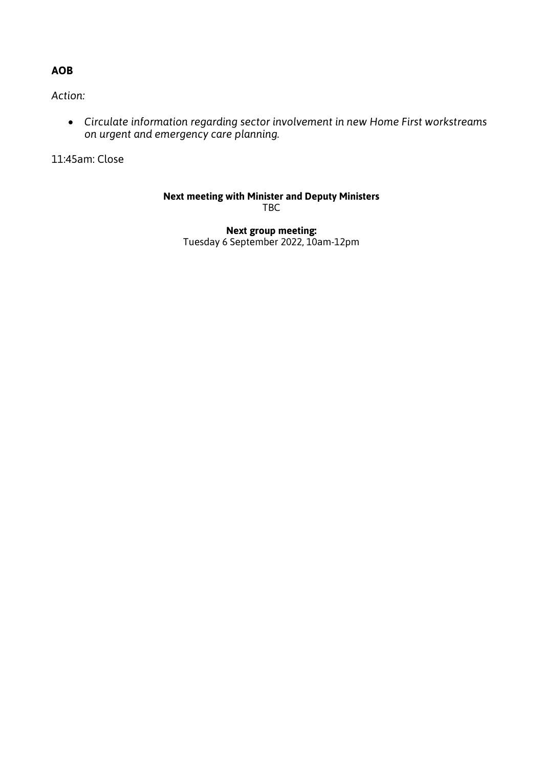**AOB**

*Action:*

- *Circulate information regarding sector involvement in new Home First workstreams on urgent and emergency care planning.*

11:45am: Close

**Next meeting with Minister and Deputy Ministers**
TBC

**Next group meeting:**
Tuesday 6 September 2022, 10am-12pm